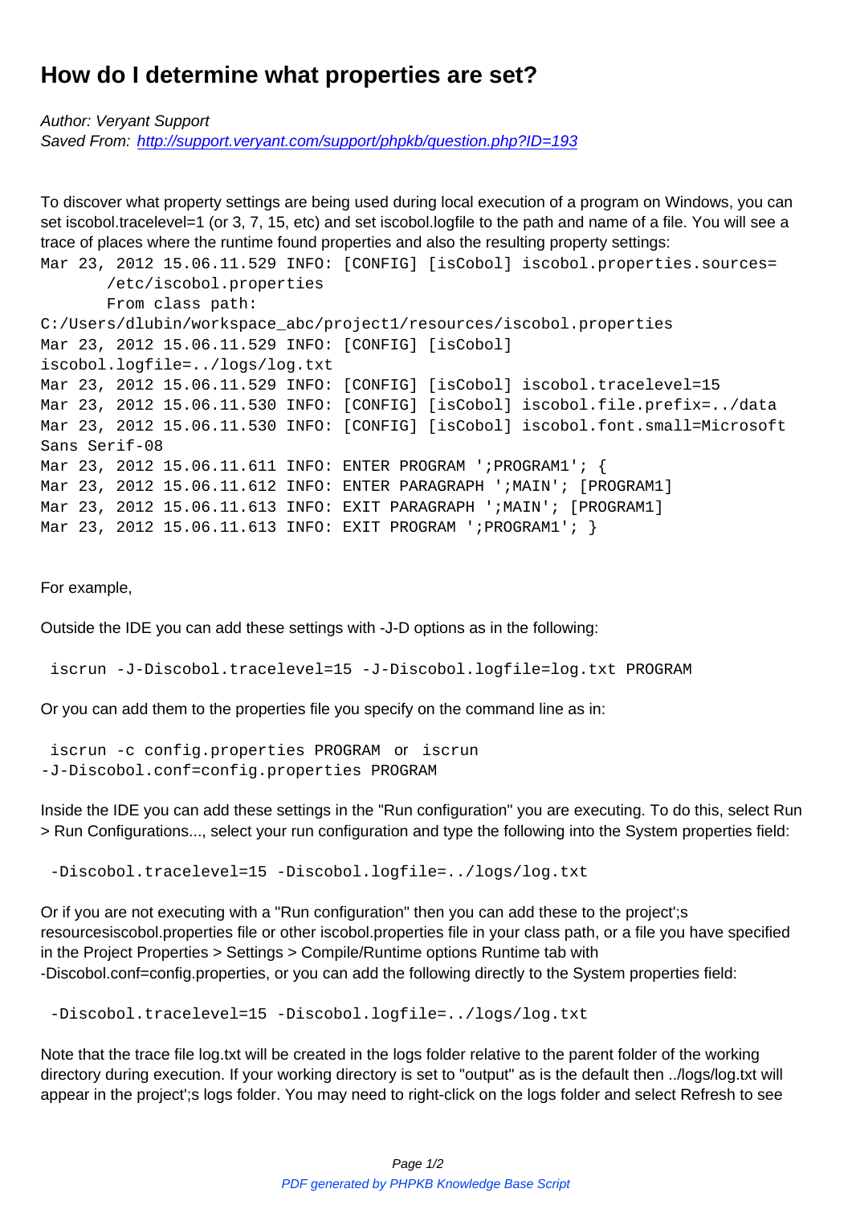# How do I determine what properties are set?

*Author: Veryant Support*
*Saved From: [http://support.veryant.com/support/phpkb/question.php?ID=193](http://support.veryant.com/support/phpkb/question.php?ID=193)*

To discover what property settings are being used during local execution of a program on Windows, you can set iscobol.tracelevel=1 (or 3, 7, 15, etc) and set iscobol.logfile to the path and name of a file. You will see a trace of places where the runtime found properties and also the resulting property settings:

```
Mar 23, 2012 15.06.11.529 INFO: [CONFIG] [isCobol] iscobol.properties.sources=
       /etc/iscobol.properties
       From class path:
C:/Users/dlubin/workspace_abc/project1/resources/iscobol.properties
Mar 23, 2012 15.06.11.529 INFO: [CONFIG] [isCobol]
iscobol.logfile=../logs/log.txt
Mar 23, 2012 15.06.11.529 INFO: [CONFIG] [isCobol] iscobol.tracelevel=15
Mar 23, 2012 15.06.11.530 INFO: [CONFIG] [isCobol] iscobol.file.prefix=../data
Mar 23, 2012 15.06.11.530 INFO: [CONFIG] [isCobol] iscobol.font.small=Microsoft
Sans Serif-08
Mar 23, 2012 15.06.11.611 INFO: ENTER PROGRAM ';PROGRAM1'; {
Mar 23, 2012 15.06.11.612 INFO: ENTER PARAGRAPH ';MAIN'; [PROGRAM1]
Mar 23, 2012 15.06.11.613 INFO: EXIT PARAGRAPH ';MAIN'; [PROGRAM1]
Mar 23, 2012 15.06.11.613 INFO: EXIT PROGRAM ';PROGRAM1'; }
```

For example,

Outside the IDE you can add these settings with -J-D options as in the following:

```
iscrun -J-Discobol.tracelevel=15 -J-Discobol.logfile=log.txt PROGRAM
```

Or you can add them to the properties file you specify on the command line as in:

```
iscrun -c config.properties PROGRAM  or  iscrun
-J-Discobol.conf=config.properties PROGRAM
```

Inside the IDE you can add these settings in the "Run configuration" you are executing. To do this, select Run > Run Configurations..., select your run configuration and type the following into the System properties field:

```
-Discobol.tracelevel=15 -Discobol.logfile=../logs/log.txt
```

Or if you are not executing with a "Run configuration" then you can add these to the project';s resourcesiscobol.properties file or other iscobol.properties file in your class path, or a file you have specified in the Project Properties > Settings > Compile/Runtime options Runtime tab with -Discobol.conf=config.properties, or you can add the following directly to the System properties field:

```
-Discobol.tracelevel=15 -Discobol.logfile=../logs/log.txt
```

Note that the trace file log.txt will be created in the logs folder relative to the parent folder of the working directory during execution. If your working directory is set to "output" as is the default then ../logs/log.txt will appear in the project';s logs folder. You may need to right-click on the logs folder and select Refresh to see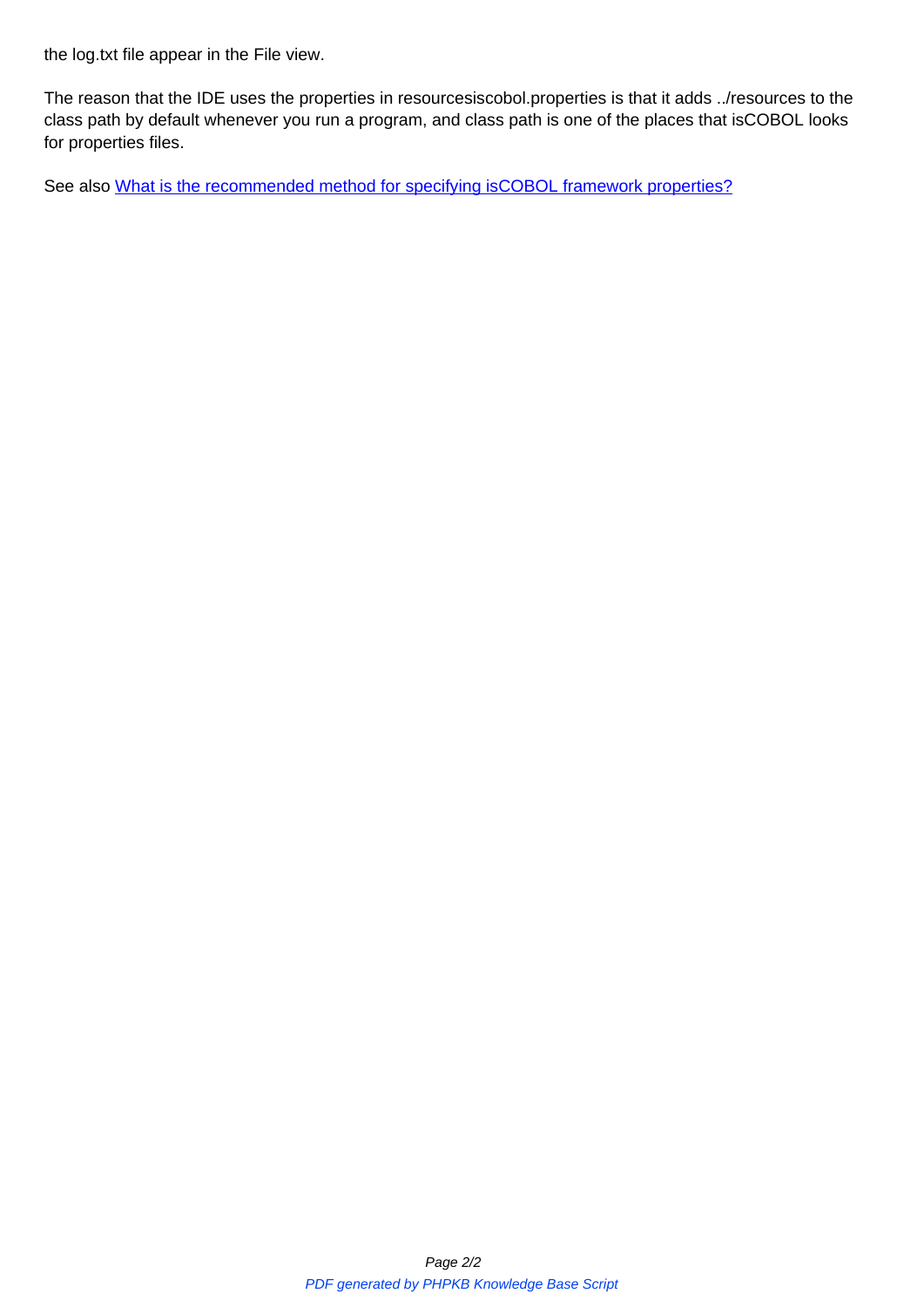the log.txt file appear in the File view.

The reason that the IDE uses the properties in resourcesiscobol.properties is that it adds ../resources to the class path by default whenever you run a program, and class path is one of the places that isCOBOL looks for properties files.

See also What is the recommended method for specifying isCOBOL framework properties?